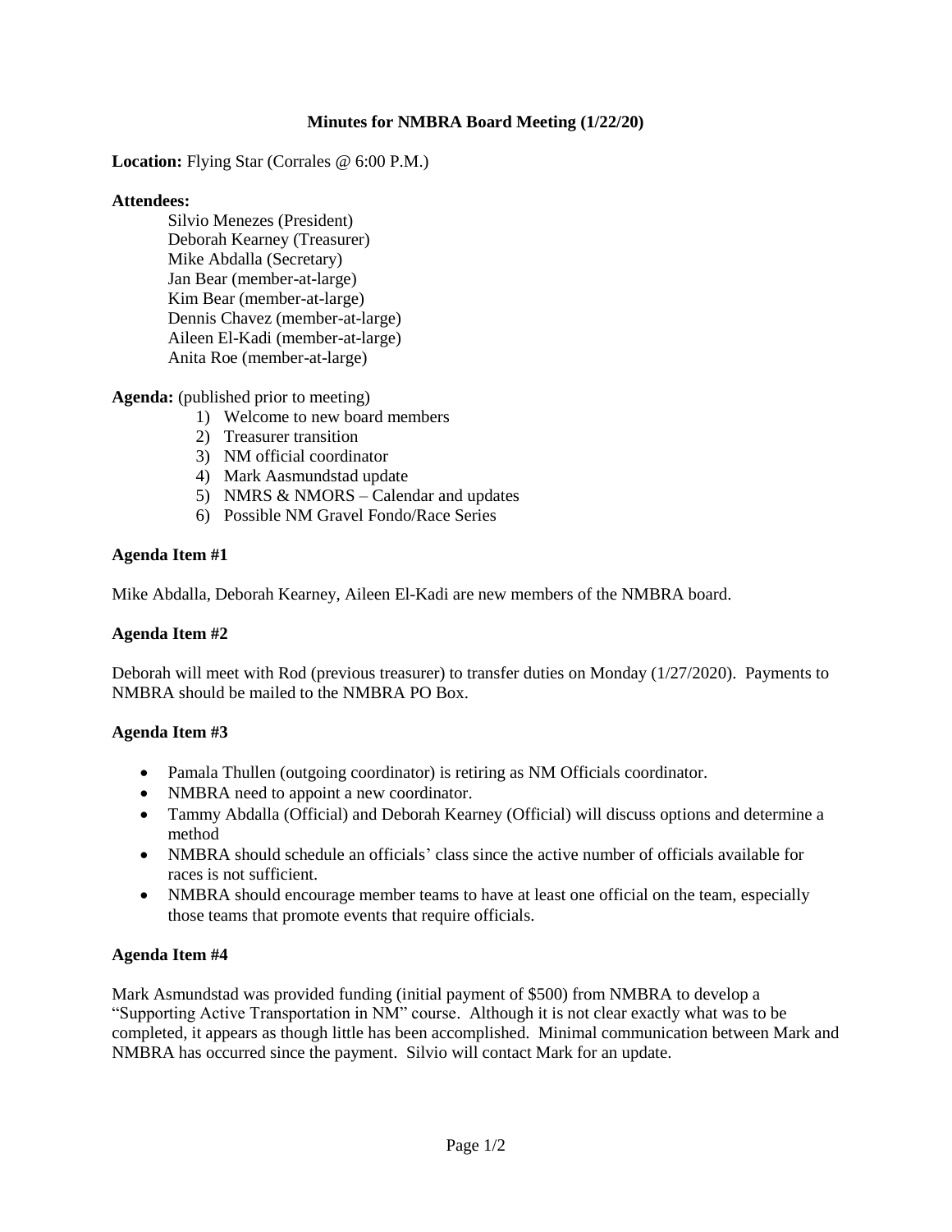# Minutes for NMBRA Board Meeting (1/22/20)

**Location:** Flying Star (Corrales @ 6:00 P.M.)

**Attendees:**

Silvio Menezes (President)
Deborah Kearney (Treasurer)
Mike Abdalla (Secretary)
Jan Bear (member-at-large)
Kim Bear (member-at-large)
Dennis Chavez (member-at-large)
Aileen El-Kadi (member-at-large)
Anita Roe (member-at-large)

**Agenda:** (published prior to meeting)

1) Welcome to new board members
2) Treasurer transition
3) NM official coordinator
4) Mark Aasmundstad update
5) NMRS & NMORS – Calendar and updates
6) Possible NM Gravel Fondo/Race Series

### Agenda Item #1

Mike Abdalla, Deborah Kearney, Aileen El-Kadi are new members of the NMBRA board.

### Agenda Item #2

Deborah will meet with Rod (previous treasurer) to transfer duties on Monday (1/27/2020). Payments to NMBRA should be mailed to the NMBRA PO Box.

### Agenda Item #3

- Pamala Thullen (outgoing coordinator) is retiring as NM Officials coordinator.
- NMBRA need to appoint a new coordinator.
- Tammy Abdalla (Official) and Deborah Kearney (Official) will discuss options and determine a method
- NMBRA should schedule an officials' class since the active number of officials available for races is not sufficient.
- NMBRA should encourage member teams to have at least one official on the team, especially those teams that promote events that require officials.

### Agenda Item #4

Mark Asmundstad was provided funding (initial payment of $500) from NMBRA to develop a "Supporting Active Transportation in NM" course. Although it is not clear exactly what was to be completed, it appears as though little has been accomplished. Minimal communication between Mark and NMBRA has occurred since the payment. Silvio will contact Mark for an update.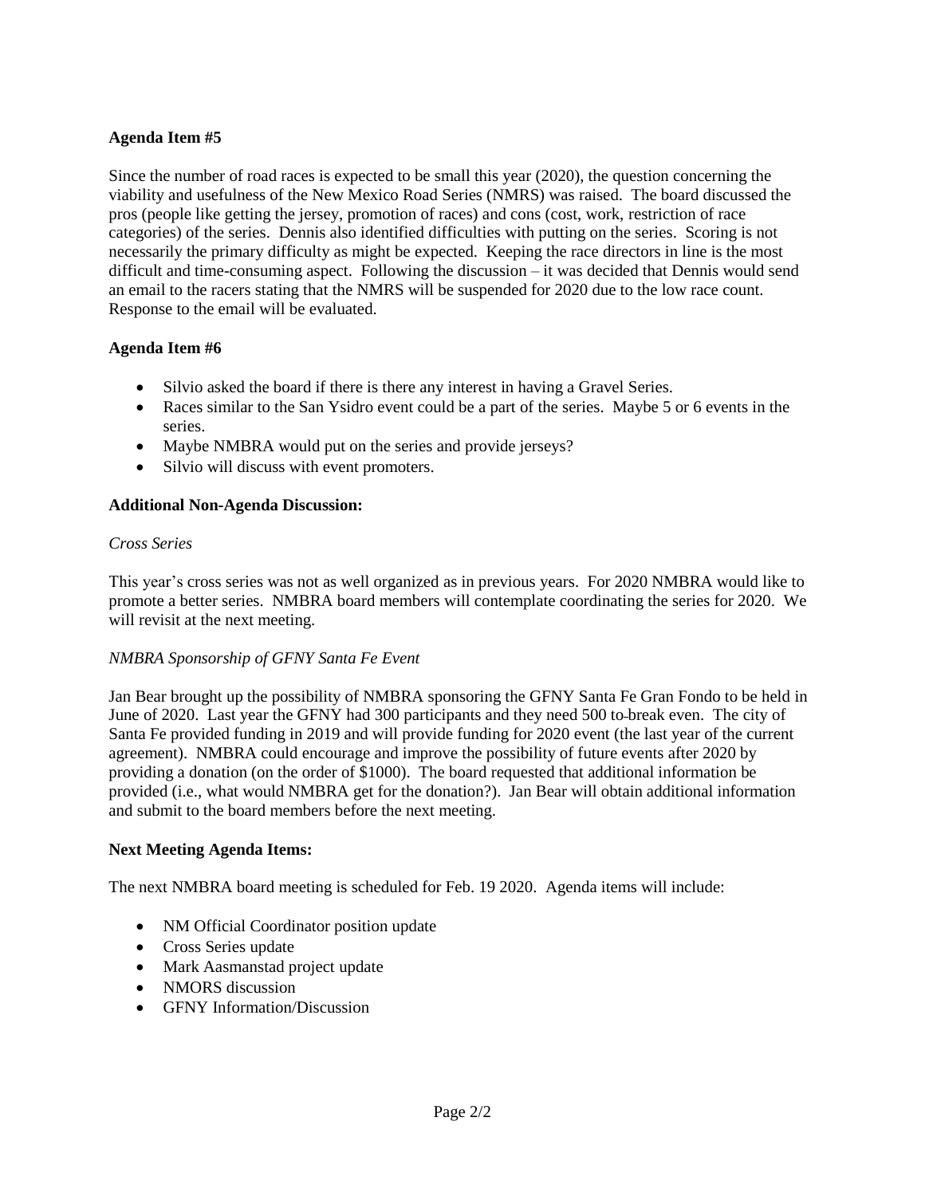**Agenda Item #5**

Since the number of road races is expected to be small this year (2020), the question concerning the viability and usefulness of the New Mexico Road Series (NMRS) was raised. The board discussed the pros (people like getting the jersey, promotion of races) and cons (cost, work, restriction of race categories) of the series. Dennis also identified difficulties with putting on the series. Scoring is not necessarily the primary difficulty as might be expected. Keeping the race directors in line is the most difficult and time-consuming aspect. Following the discussion – it was decided that Dennis would send an email to the racers stating that the NMRS will be suspended for 2020 due to the low race count. Response to the email will be evaluated.

**Agenda Item #6**

- Silvio asked the board if there is there any interest in having a Gravel Series.
- Races similar to the San Ysidro event could be a part of the series. Maybe 5 or 6 events in the series.
- Maybe NMBRA would put on the series and provide jerseys?
- Silvio will discuss with event promoters.

**Additional Non-Agenda Discussion:**

*Cross Series*

This year's cross series was not as well organized as in previous years. For 2020 NMBRA would like to promote a better series. NMBRA board members will contemplate coordinating the series for 2020. We will revisit at the next meeting.

*NMBRA Sponsorship of GFNY Santa Fe Event*

Jan Bear brought up the possibility of NMBRA sponsoring the GFNY Santa Fe Gran Fondo to be held in June of 2020. Last year the GFNY had 300 participants and they need 500 to break even. The city of Santa Fe provided funding in 2019 and will provide funding for 2020 event (the last year of the current agreement). NMBRA could encourage and improve the possibility of future events after 2020 by providing a donation (on the order of $1000). The board requested that additional information be provided (i.e., what would NMBRA get for the donation?). Jan Bear will obtain additional information and submit to the board members before the next meeting.

**Next Meeting Agenda Items:**

The next NMBRA board meeting is scheduled for Feb. 19 2020. Agenda items will include:

- NM Official Coordinator position update
- Cross Series update
- Mark Aasmanstad project update
- NMORS discussion
- GFNY Information/Discussion